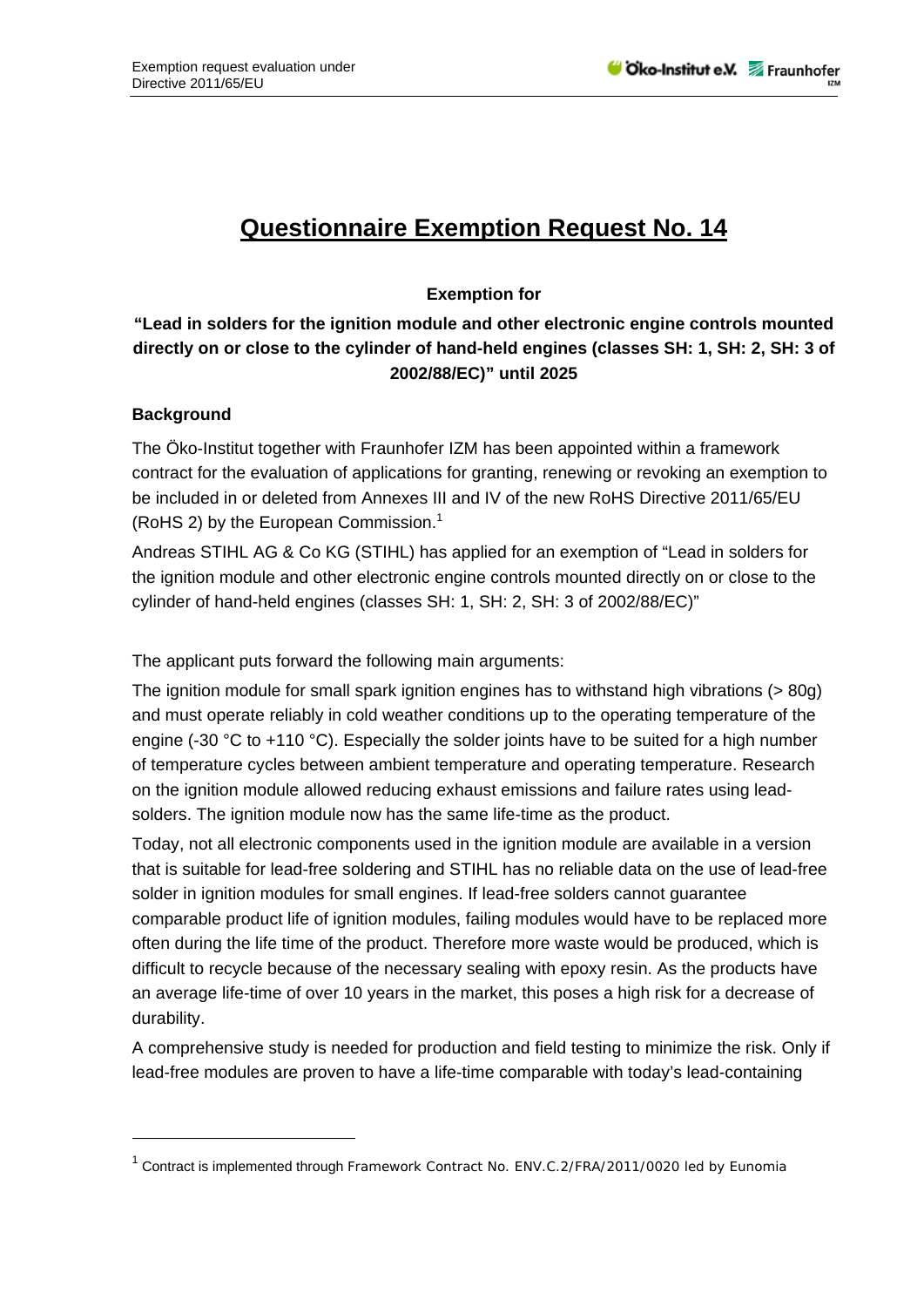# Questionnaire Exemption Request No. 14

**Exemption for**

**"Lead in solders for the ignition module and other electronic engine controls mounted directly on or close to the cylinder of hand-held engines (classes SH: 1, SH: 2, SH: 3 of 2002/88/EC)" until 2025**

## Background

The Öko-Institut together with Fraunhofer IZM has been appointed within a framework contract for the evaluation of applications for granting, renewing or revoking an exemption to be included in or deleted from Annexes III and IV of the new RoHS Directive 2011/65/EU (RoHS 2) by the European Commission.[1]

Andreas STIHL AG & Co KG (STIHL) has applied for an exemption of "Lead in solders for the ignition module and other electronic engine controls mounted directly on or close to the cylinder of hand-held engines (classes SH: 1, SH: 2, SH: 3 of 2002/88/EC)"

The applicant puts forward the following main arguments:

The ignition module for small spark ignition engines has to withstand high vibrations (> 80g) and must operate reliably in cold weather conditions up to the operating temperature of the engine (-30 °C to +110 °C). Especially the solder joints have to be suited for a high number of temperature cycles between ambient temperature and operating temperature. Research on the ignition module allowed reducing exhaust emissions and failure rates using lead-solders. The ignition module now has the same life-time as the product.

Today, not all electronic components used in the ignition module are available in a version that is suitable for lead-free soldering and STIHL has no reliable data on the use of lead-free solder in ignition modules for small engines. If lead-free solders cannot guarantee comparable product life of ignition modules, failing modules would have to be replaced more often during the life time of the product. Therefore more waste would be produced, which is difficult to recycle because of the necessary sealing with epoxy resin. As the products have an average life-time of over 10 years in the market, this poses a high risk for a decrease of durability.

A comprehensive study is needed for production and field testing to minimize the risk. Only if lead-free modules are proven to have a life-time comparable with today's lead-containing

---

[1] Contract is implemented through Framework Contract No. ENV.C.2/FRA/2011/0020 led by Eunomia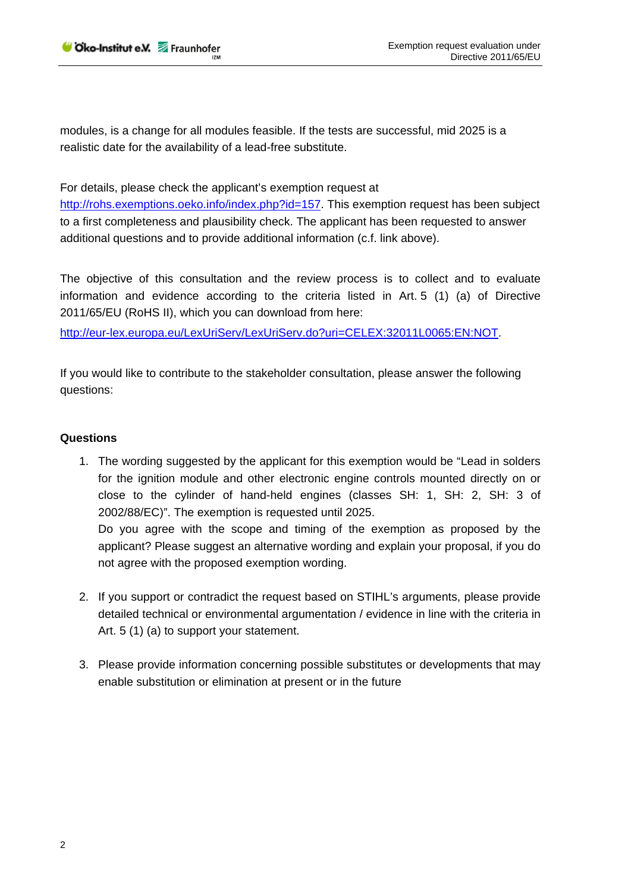modules, is a change for all modules feasible. If the tests are successful, mid 2025 is a realistic date for the availability of a lead-free substitute.

For details, please check the applicant's exemption request at http://rohs.exemptions.oeko.info/index.php?id=157. This exemption request has been subject to a first completeness and plausibility check. The applicant has been requested to answer additional questions and to provide additional information (c.f. link above).

The objective of this consultation and the review process is to collect and to evaluate information and evidence according to the criteria listed in Art. 5 (1) (a) of Directive 2011/65/EU (RoHS II), which you can download from here:

http://eur-lex.europa.eu/LexUriServ/LexUriServ.do?uri=CELEX:32011L0065:EN:NOT.

If you would like to contribute to the stakeholder consultation, please answer the following questions:

**Questions**

1. The wording suggested by the applicant for this exemption would be "Lead in solders for the ignition module and other electronic engine controls mounted directly on or close to the cylinder of hand-held engines (classes SH: 1, SH: 2, SH: 3 of 2002/88/EC)". The exemption is requested until 2025.
   Do you agree with the scope and timing of the exemption as proposed by the applicant? Please suggest an alternative wording and explain your proposal, if you do not agree with the proposed exemption wording.

2. If you support or contradict the request based on STIHL's arguments, please provide detailed technical or environmental argumentation / evidence in line with the criteria in Art. 5 (1) (a) to support your statement.

3. Please provide information concerning possible substitutes or developments that may enable substitution or elimination at present or in the future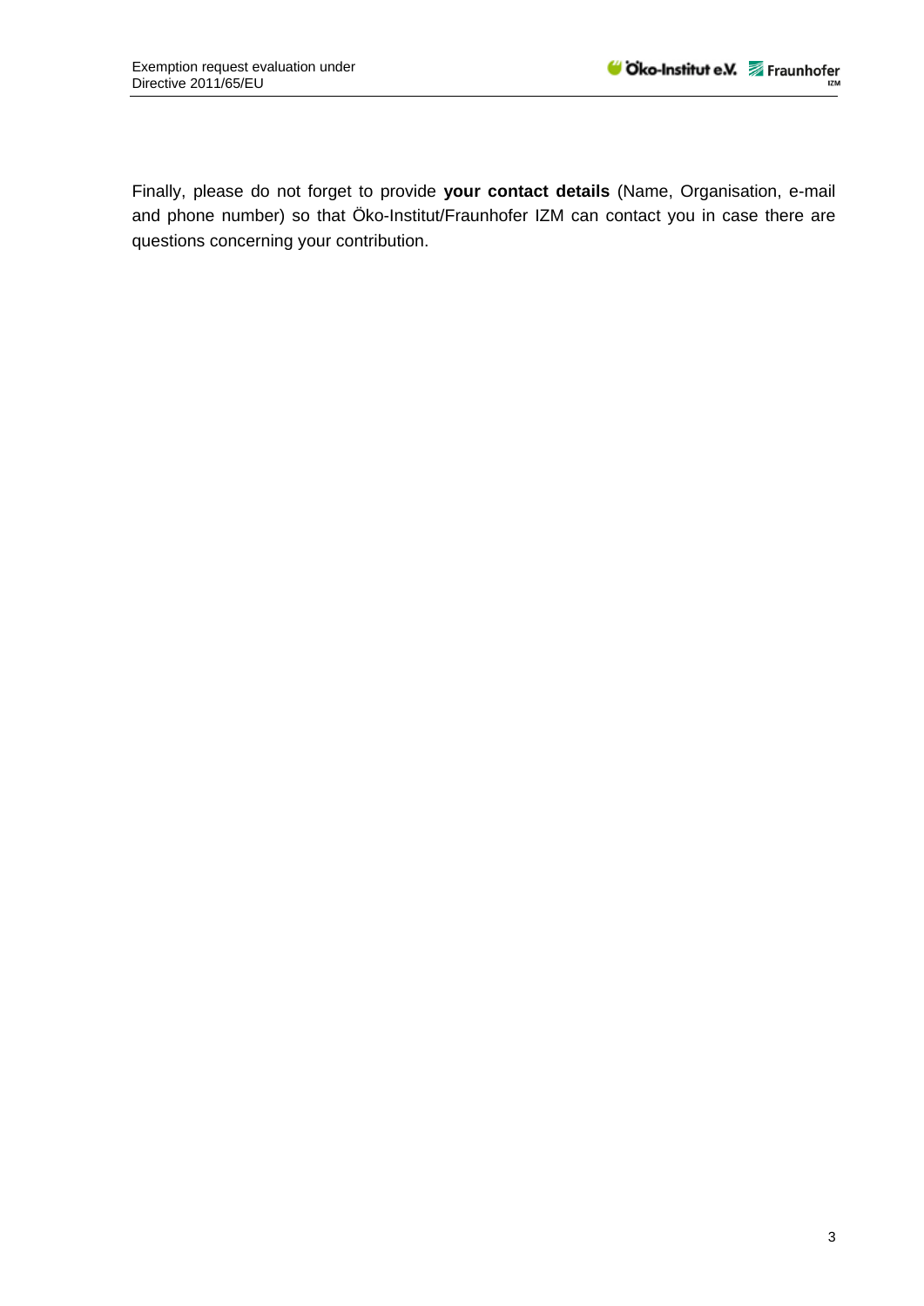Finally, please do not forget to provide **your contact details** (Name, Organisation, e-mail and phone number) so that Öko-Institut/Fraunhofer IZM can contact you in case there are questions concerning your contribution.